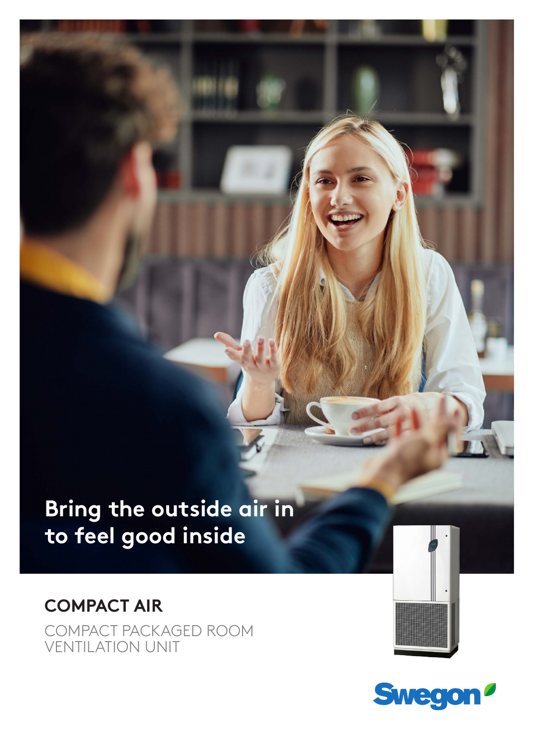Bring the outside air in
to feel good inside

# COMPACT AIR

COMPACT PACKAGED ROOM
VENTILATION UNIT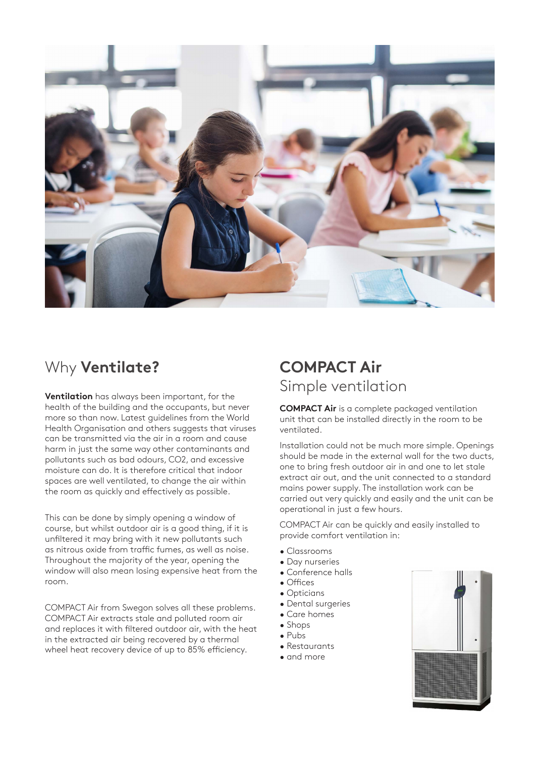## Why **Ventilate?**

**Ventilation** has always been important, for the health of the building and the occupants, but never more so than now. Latest guidelines from the World Health Organisation and others suggests that viruses can be transmitted via the air in a room and cause harm in just the same way other contaminants and pollutants such as bad odours, CO2, and excessive moisture can do. It is therefore critical that indoor spaces are well ventilated, to change the air within the room as quickly and effectively as possible.

This can be done by simply opening a window of course, but whilst outdoor air is a good thing, if it is unfiltered it may bring with it new pollutants such as nitrous oxide from traffic fumes, as well as noise. Throughout the majority of the year, opening the window will also mean losing expensive heat from the room.

COMPACT Air from Swegon solves all these problems. COMPACT Air extracts stale and polluted room air and replaces it with filtered outdoor air, with the heat in the extracted air being recovered by a thermal wheel heat recovery device of up to 85% efficiency.

## COMPACT Air

### Simple ventilation

**COMPACT Air** is a complete packaged ventilation unit that can be installed directly in the room to be ventilated.

Installation could not be much more simple. Openings should be made in the external wall for the two ducts, one to bring fresh outdoor air in and one to let stale extract air out, and the unit connected to a standard mains power supply. The installation work can be carried out very quickly and easily and the unit can be operational in just a few hours.

COMPACT Air can be quickly and easily installed to provide comfort ventilation in:

- Classrooms
- Day nurseries
- Conference halls
- Offices
- Opticians
- Dental surgeries
- Care homes
- Shops
- Pubs
- Restaurants
- and more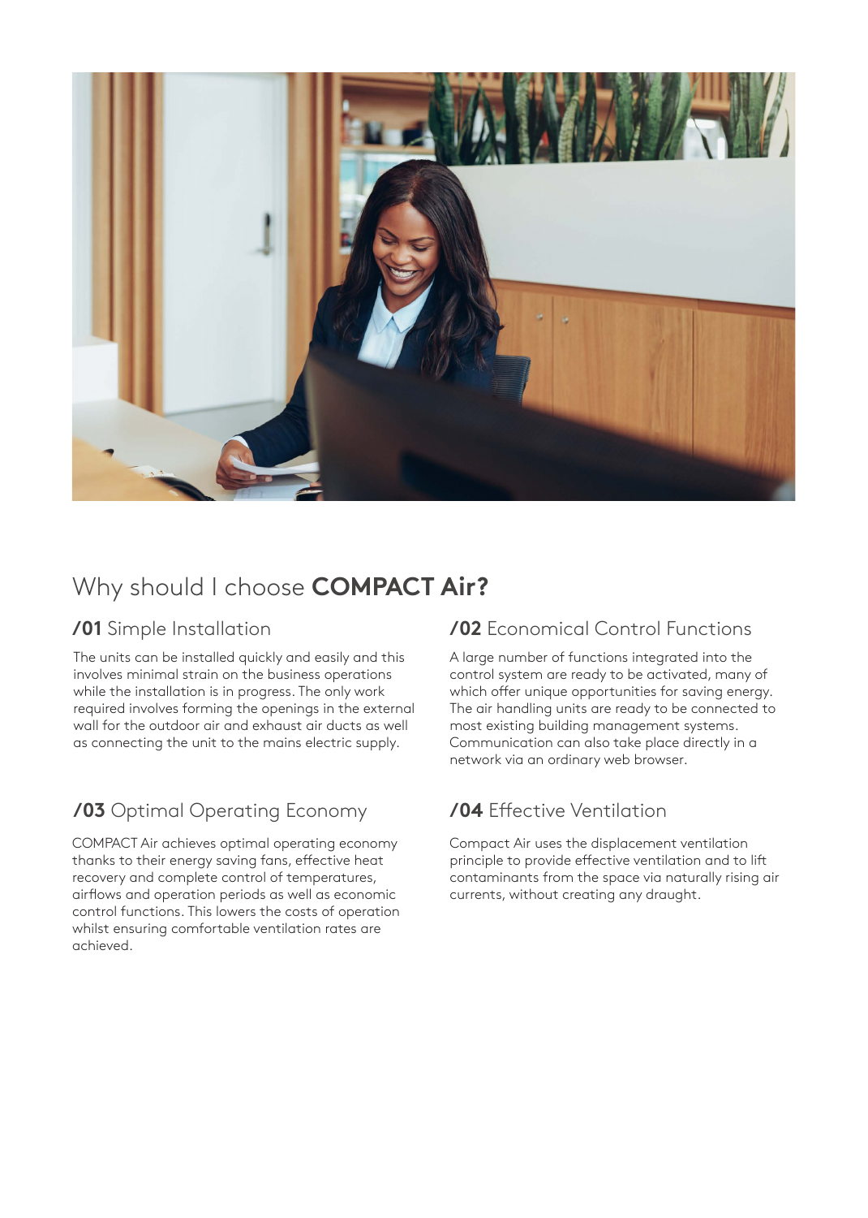## Why should I choose **COMPACT Air?**

### **/01** Simple Installation

The units can be installed quickly and easily and this involves minimal strain on the business operations while the installation is in progress. The only work required involves forming the openings in the external wall for the outdoor air and exhaust air ducts as well as connecting the unit to the mains electric supply.

### **/02** Economical Control Functions

A large number of functions integrated into the control system are ready to be activated, many of which offer unique opportunities for saving energy. The air handling units are ready to be connected to most existing building management systems. Communication can also take place directly in a network via an ordinary web browser.

### **/03** Optimal Operating Economy

COMPACT Air achieves optimal operating economy thanks to their energy saving fans, effective heat recovery and complete control of temperatures, airflows and operation periods as well as economic control functions. This lowers the costs of operation whilst ensuring comfortable ventilation rates are achieved.

### **/04** Effective Ventilation

Compact Air uses the displacement ventilation principle to provide effective ventilation and to lift contaminants from the space via naturally rising air currents, without creating any draught.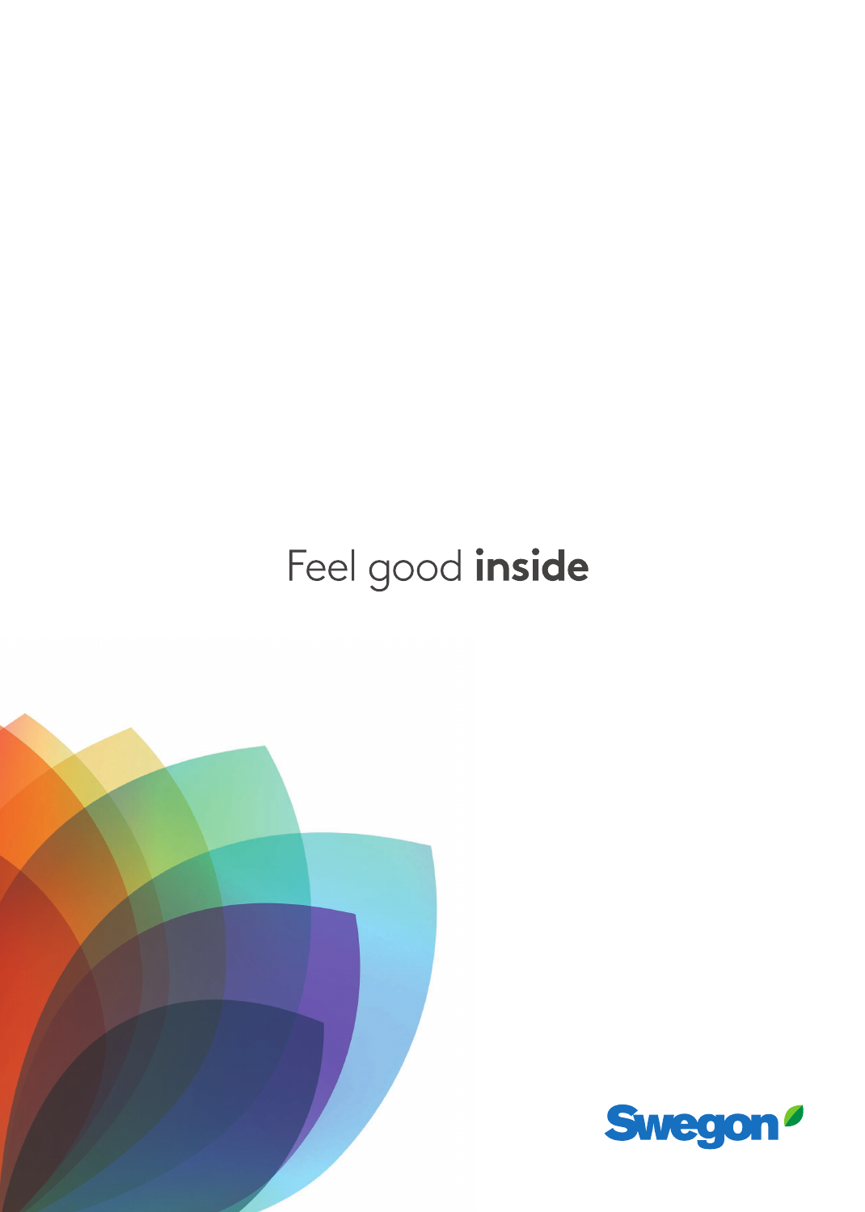Feel good **inside**

Swegon